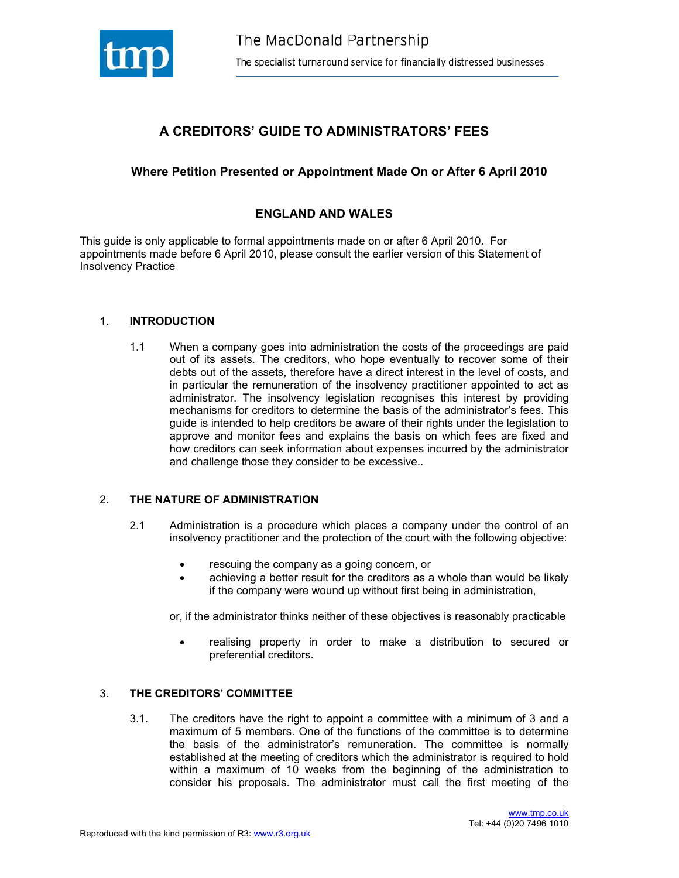# A CREDITORS' GUIDE TO ADMINISTRATORS' FEES

## Where Petition Presented or Appointment Made On or After 6 April 2010

## ENGLAND AND WALES

This guide is only applicable to formal appointments made on or after 6 April 2010. For appointments made before 6 April 2010, please consult the earlier version of this Statement of Insolvency Practice

### 1. INTRODUCTION

1.1 When a company goes into administration the costs of the proceedings are paid out of its assets. The creditors, who hope eventually to recover some of their debts out of the assets, therefore have a direct interest in the level of costs, and in particular the remuneration of the insolvency practitioner appointed to act as administrator. The insolvency legislation recognises this interest by providing mechanisms for creditors to determine the basis of the administrator's fees. This guide is intended to help creditors be aware of their rights under the legislation to approve and monitor fees and explains the basis on which fees are fixed and how creditors can seek information about expenses incurred by the administrator and challenge those they consider to be excessive..

### 2. THE NATURE OF ADMINISTRATION

2.1 Administration is a procedure which places a company under the control of an insolvency practitioner and the protection of the court with the following objective:

- rescuing the company as a going concern, or
- achieving a better result for the creditors as a whole than would be likely if the company were wound up without first being in administration,

or, if the administrator thinks neither of these objectives is reasonably practicable

- realising property in order to make a distribution to secured or preferential creditors.

### 3. THE CREDITORS' COMMITTEE

3.1. The creditors have the right to appoint a committee with a minimum of 3 and a maximum of 5 members. One of the functions of the committee is to determine the basis of the administrator's remuneration. The committee is normally established at the meeting of creditors which the administrator is required to hold within a maximum of 10 weeks from the beginning of the administration to consider his proposals. The administrator must call the first meeting of the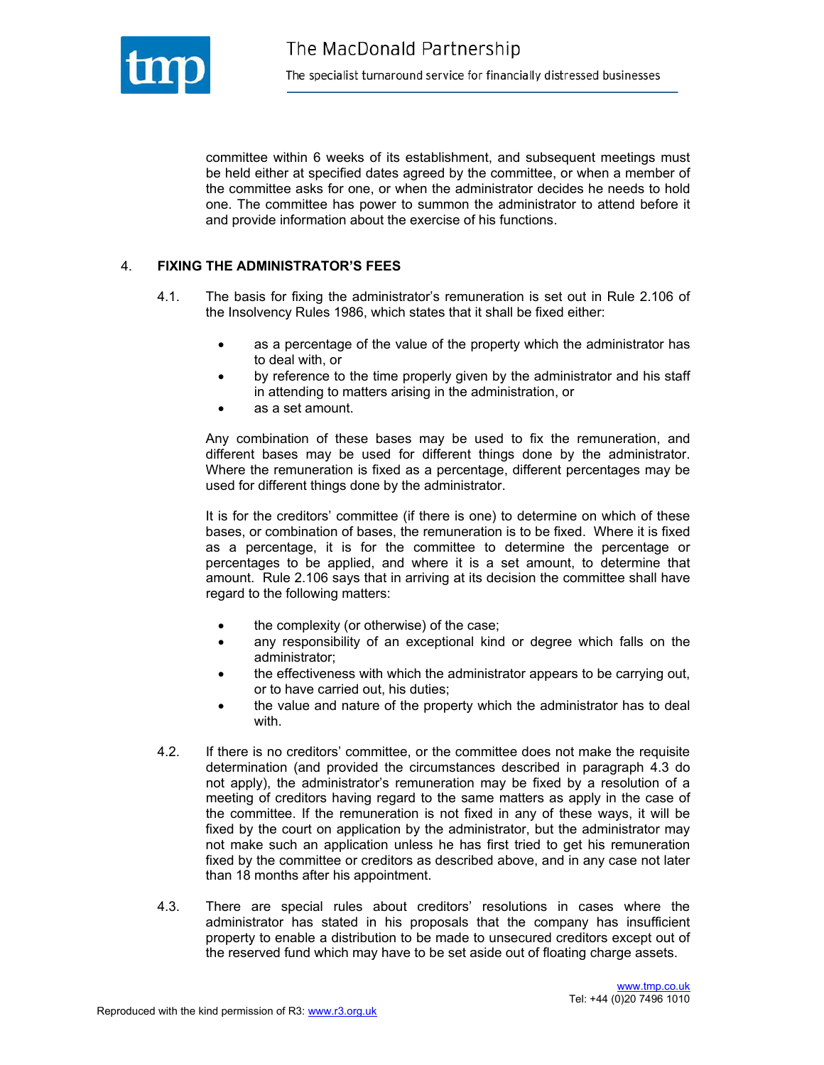committee within 6 weeks of its establishment, and subsequent meetings must be held either at specified dates agreed by the committee, or when a member of the committee asks for one, or when the administrator decides he needs to hold one. The committee has power to summon the administrator to attend before it and provide information about the exercise of his functions.

## 4. FIXING THE ADMINISTRATOR'S FEES

4.1. The basis for fixing the administrator's remuneration is set out in Rule 2.106 of the Insolvency Rules 1986, which states that it shall be fixed either:

- as a percentage of the value of the property which the administrator has to deal with, or
- by reference to the time properly given by the administrator and his staff in attending to matters arising in the administration, or
- as a set amount.

Any combination of these bases may be used to fix the remuneration, and different bases may be used for different things done by the administrator. Where the remuneration is fixed as a percentage, different percentages may be used for different things done by the administrator.

It is for the creditors' committee (if there is one) to determine on which of these bases, or combination of bases, the remuneration is to be fixed. Where it is fixed as a percentage, it is for the committee to determine the percentage or percentages to be applied, and where it is a set amount, to determine that amount. Rule 2.106 says that in arriving at its decision the committee shall have regard to the following matters:

- the complexity (or otherwise) of the case;
- any responsibility of an exceptional kind or degree which falls on the administrator;
- the effectiveness with which the administrator appears to be carrying out, or to have carried out, his duties;
- the value and nature of the property which the administrator has to deal with.

4.2. If there is no creditors' committee, or the committee does not make the requisite determination (and provided the circumstances described in paragraph 4.3 do not apply), the administrator's remuneration may be fixed by a resolution of a meeting of creditors having regard to the same matters as apply in the case of the committee. If the remuneration is not fixed in any of these ways, it will be fixed by the court on application by the administrator, but the administrator may not make such an application unless he has first tried to get his remuneration fixed by the committee or creditors as described above, and in any case not later than 18 months after his appointment.

4.3. There are special rules about creditors' resolutions in cases where the administrator has stated in his proposals that the company has insufficient property to enable a distribution to be made to unsecured creditors except out of the reserved fund which may have to be set aside out of floating charge assets.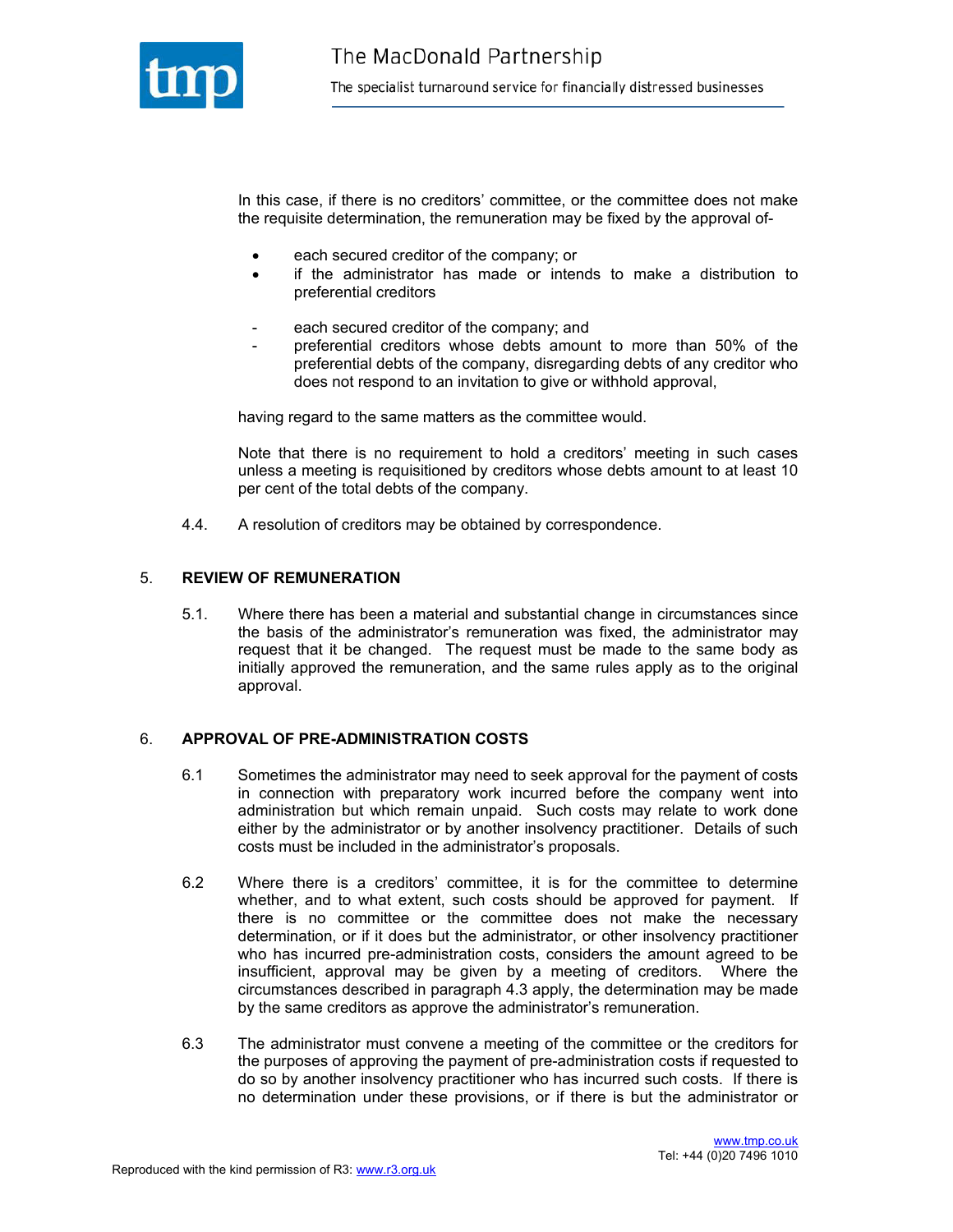In this case, if there is no creditors' committee, or the committee does not make the requisite determination, the remuneration may be fixed by the approval of-

- each secured creditor of the company; or
- if the administrator has made or intends to make a distribution to preferential creditors
  - each secured creditor of the company; and
  - preferential creditors whose debts amount to more than 50% of the preferential debts of the company, disregarding debts of any creditor who does not respond to an invitation to give or withhold approval,

having regard to the same matters as the committee would.

Note that there is no requirement to hold a creditors' meeting in such cases unless a meeting is requisitioned by creditors whose debts amount to at least 10 per cent of the total debts of the company.

4.4. A resolution of creditors may be obtained by correspondence.

## 5. REVIEW OF REMUNERATION

5.1. Where there has been a material and substantial change in circumstances since the basis of the administrator's remuneration was fixed, the administrator may request that it be changed. The request must be made to the same body as initially approved the remuneration, and the same rules apply as to the original approval.

## 6. APPROVAL OF PRE-ADMINISTRATION COSTS

6.1 Sometimes the administrator may need to seek approval for the payment of costs in connection with preparatory work incurred before the company went into administration but which remain unpaid. Such costs may relate to work done either by the administrator or by another insolvency practitioner. Details of such costs must be included in the administrator's proposals.

6.2 Where there is a creditors' committee, it is for the committee to determine whether, and to what extent, such costs should be approved for payment. If there is no committee or the committee does not make the necessary determination, or if it does but the administrator, or other insolvency practitioner who has incurred pre-administration costs, considers the amount agreed to be insufficient, approval may be given by a meeting of creditors. Where the circumstances described in paragraph 4.3 apply, the determination may be made by the same creditors as approve the administrator's remuneration.

6.3 The administrator must convene a meeting of the committee or the creditors for the purposes of approving the payment of pre-administration costs if requested to do so by another insolvency practitioner who has incurred such costs. If there is no determination under these provisions, or if there is but the administrator or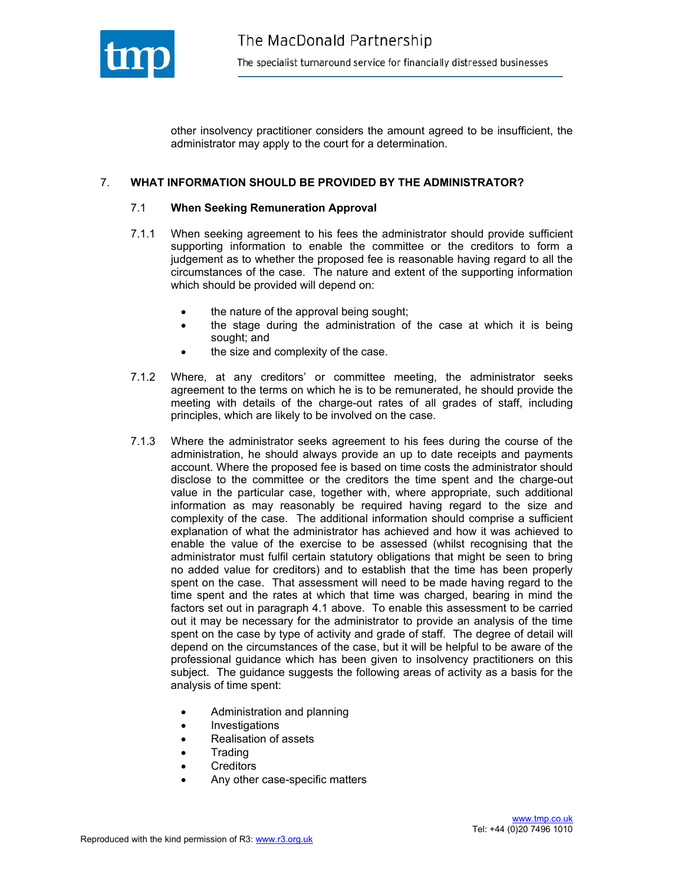other insolvency practitioner considers the amount agreed to be insufficient, the administrator may apply to the court for a determination.

## 7. WHAT INFORMATION SHOULD BE PROVIDED BY THE ADMINISTRATOR?

### 7.1 When Seeking Remuneration Approval

7.1.1 When seeking agreement to his fees the administrator should provide sufficient supporting information to enable the committee or the creditors to form a judgement as to whether the proposed fee is reasonable having regard to all the circumstances of the case. The nature and extent of the supporting information which should be provided will depend on:

- the nature of the approval being sought;
- the stage during the administration of the case at which it is being sought; and
- the size and complexity of the case.

7.1.2 Where, at any creditors' or committee meeting, the administrator seeks agreement to the terms on which he is to be remunerated, he should provide the meeting with details of the charge-out rates of all grades of staff, including principles, which are likely to be involved on the case.

7.1.3 Where the administrator seeks agreement to his fees during the course of the administration, he should always provide an up to date receipts and payments account. Where the proposed fee is based on time costs the administrator should disclose to the committee or the creditors the time spent and the charge-out value in the particular case, together with, where appropriate, such additional information as may reasonably be required having regard to the size and complexity of the case. The additional information should comprise a sufficient explanation of what the administrator has achieved and how it was achieved to enable the value of the exercise to be assessed (whilst recognising that the administrator must fulfil certain statutory obligations that might be seen to bring no added value for creditors) and to establish that the time has been properly spent on the case. That assessment will need to be made having regard to the time spent and the rates at which that time was charged, bearing in mind the factors set out in paragraph 4.1 above. To enable this assessment to be carried out it may be necessary for the administrator to provide an analysis of the time spent on the case by type of activity and grade of staff. The degree of detail will depend on the circumstances of the case, but it will be helpful to be aware of the professional guidance which has been given to insolvency practitioners on this subject. The guidance suggests the following areas of activity as a basis for the analysis of time spent:

- Administration and planning
- Investigations
- Realisation of assets
- Trading
- Creditors
- Any other case-specific matters

Reproduced with the kind permission of R3: www.r3.org.uk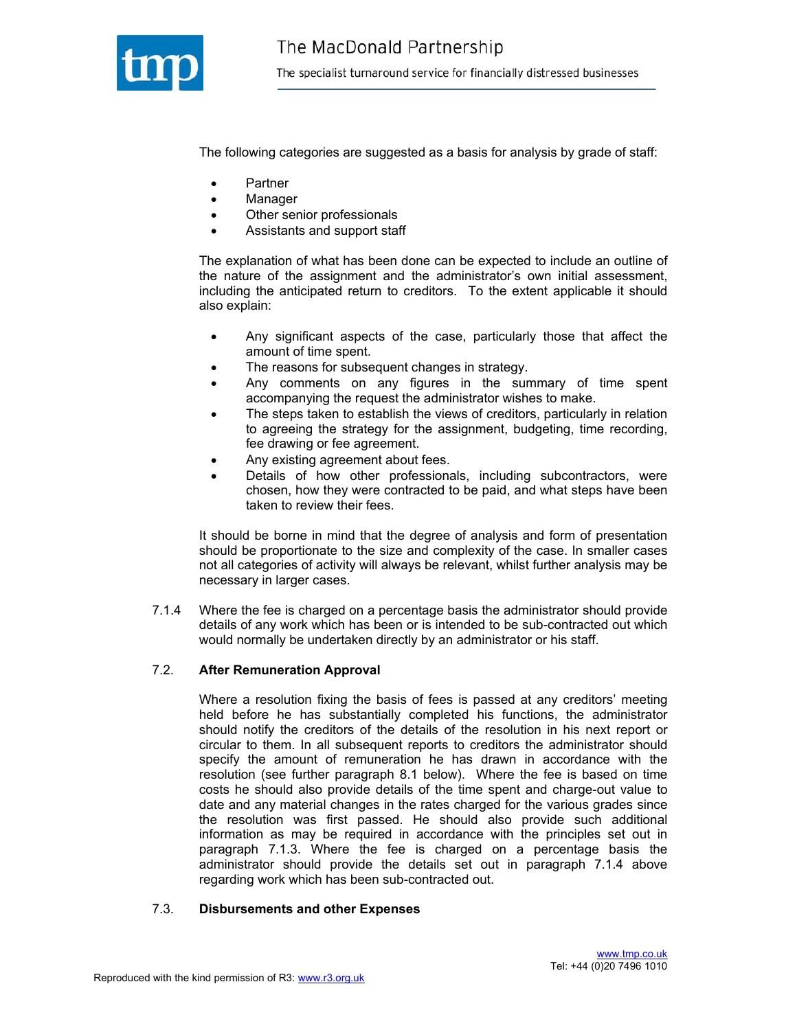The following categories are suggested as a basis for analysis by grade of staff:

- Partner
- Manager
- Other senior professionals
- Assistants and support staff

The explanation of what has been done can be expected to include an outline of the nature of the assignment and the administrator's own initial assessment, including the anticipated return to creditors. To the extent applicable it should also explain:

- Any significant aspects of the case, particularly those that affect the amount of time spent.
- The reasons for subsequent changes in strategy.
- Any comments on any figures in the summary of time spent accompanying the request the administrator wishes to make.
- The steps taken to establish the views of creditors, particularly in relation to agreeing the strategy for the assignment, budgeting, time recording, fee drawing or fee agreement.
- Any existing agreement about fees.
- Details of how other professionals, including subcontractors, were chosen, how they were contracted to be paid, and what steps have been taken to review their fees.

It should be borne in mind that the degree of analysis and form of presentation should be proportionate to the size and complexity of the case. In smaller cases not all categories of activity will always be relevant, whilst further analysis may be necessary in larger cases.

7.1.4 Where the fee is charged on a percentage basis the administrator should provide details of any work which has been or is intended to be sub-contracted out which would normally be undertaken directly by an administrator or his staff.

### 7.2. After Remuneration Approval

Where a resolution fixing the basis of fees is passed at any creditors' meeting held before he has substantially completed his functions, the administrator should notify the creditors of the details of the resolution in his next report or circular to them. In all subsequent reports to creditors the administrator should specify the amount of remuneration he has drawn in accordance with the resolution (see further paragraph 8.1 below). Where the fee is based on time costs he should also provide details of the time spent and charge-out value to date and any material changes in the rates charged for the various grades since the resolution was first passed. He should also provide such additional information as may be required in accordance with the principles set out in paragraph 7.1.3. Where the fee is charged on a percentage basis the administrator should provide the details set out in paragraph 7.1.4 above regarding work which has been sub-contracted out.

### 7.3. Disbursements and other Expenses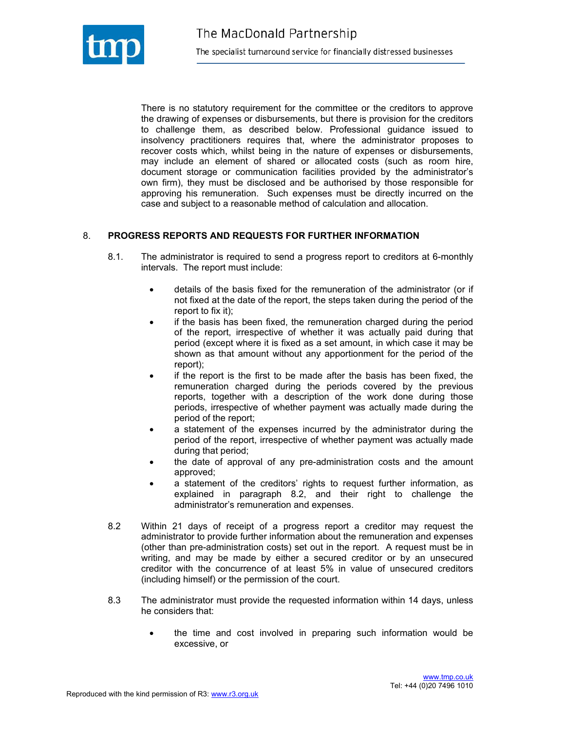There is no statutory requirement for the committee or the creditors to approve the drawing of expenses or disbursements, but there is provision for the creditors to challenge them, as described below. Professional guidance issued to insolvency practitioners requires that, where the administrator proposes to recover costs which, whilst being in the nature of expenses or disbursements, may include an element of shared or allocated costs (such as room hire, document storage or communication facilities provided by the administrator's own firm), they must be disclosed and be authorised by those responsible for approving his remuneration. Such expenses must be directly incurred on the case and subject to a reasonable method of calculation and allocation.

## 8. PROGRESS REPORTS AND REQUESTS FOR FURTHER INFORMATION

8.1. The administrator is required to send a progress report to creditors at 6-monthly intervals. The report must include:

- details of the basis fixed for the remuneration of the administrator (or if not fixed at the date of the report, the steps taken during the period of the report to fix it);
- if the basis has been fixed, the remuneration charged during the period of the report, irrespective of whether it was actually paid during that period (except where it is fixed as a set amount, in which case it may be shown as that amount without any apportionment for the period of the report);
- if the report is the first to be made after the basis has been fixed, the remuneration charged during the periods covered by the previous reports, together with a description of the work done during those periods, irrespective of whether payment was actually made during the period of the report;
- a statement of the expenses incurred by the administrator during the period of the report, irrespective of whether payment was actually made during that period;
- the date of approval of any pre-administration costs and the amount approved;
- a statement of the creditors' rights to request further information, as explained in paragraph 8.2, and their right to challenge the administrator's remuneration and expenses.

8.2 Within 21 days of receipt of a progress report a creditor may request the administrator to provide further information about the remuneration and expenses (other than pre-administration costs) set out in the report. A request must be in writing, and may be made by either a secured creditor or by an unsecured creditor with the concurrence of at least 5% in value of unsecured creditors (including himself) or the permission of the court.

8.3 The administrator must provide the requested information within 14 days, unless he considers that:

- the time and cost involved in preparing such information would be excessive, or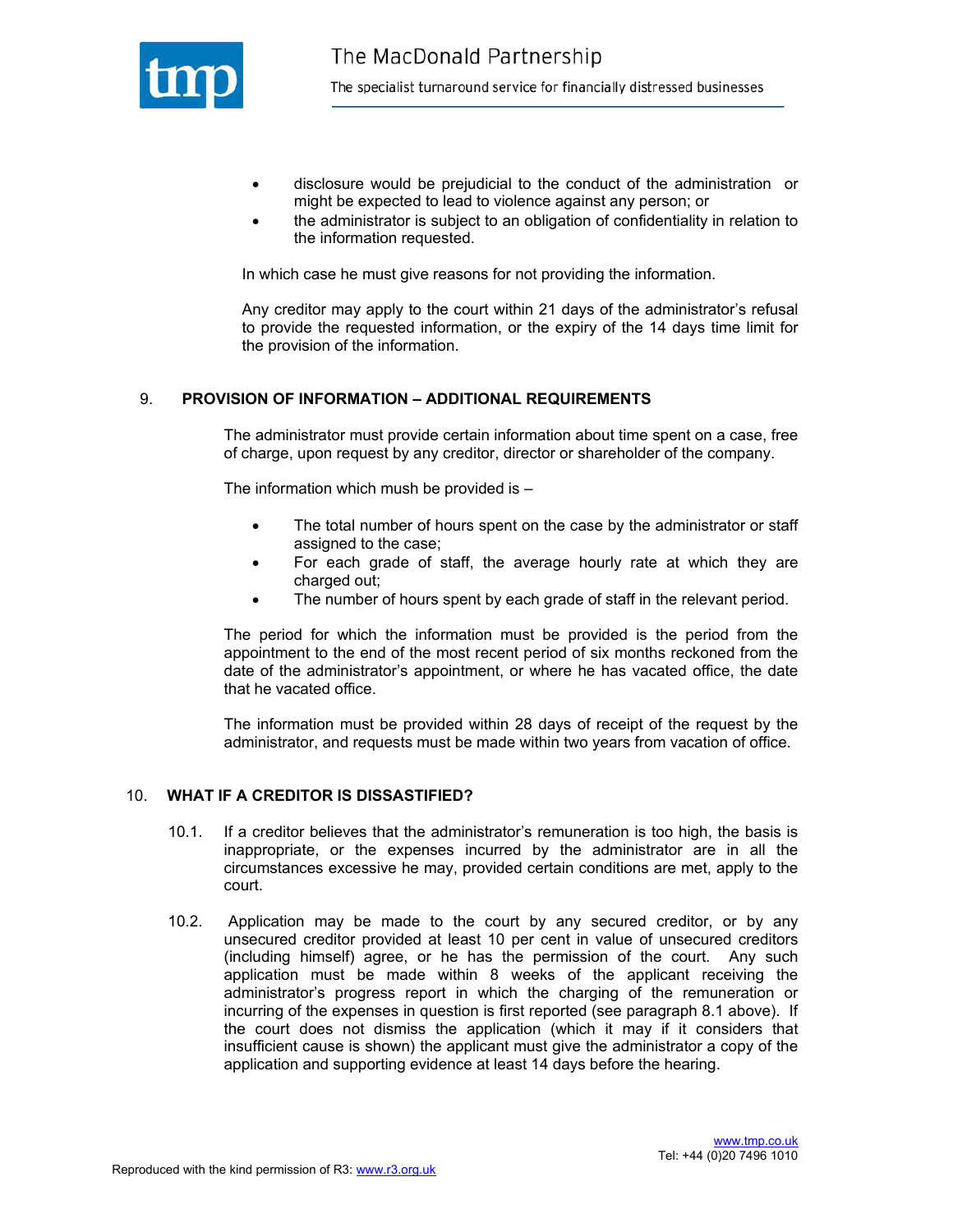- disclosure would be prejudicial to the conduct of the administration or might be expected to lead to violence against any person; or
- the administrator is subject to an obligation of confidentiality in relation to the information requested.

In which case he must give reasons for not providing the information.

Any creditor may apply to the court within 21 days of the administrator's refusal to provide the requested information, or the expiry of the 14 days time limit for the provision of the information.

## 9. PROVISION OF INFORMATION – ADDITIONAL REQUIREMENTS

The administrator must provide certain information about time spent on a case, free of charge, upon request by any creditor, director or shareholder of the company.

The information which mush be provided is –

- The total number of hours spent on the case by the administrator or staff assigned to the case;
- For each grade of staff, the average hourly rate at which they are charged out;
- The number of hours spent by each grade of staff in the relevant period.

The period for which the information must be provided is the period from the appointment to the end of the most recent period of six months reckoned from the date of the administrator's appointment, or where he has vacated office, the date that he vacated office.

The information must be provided within 28 days of receipt of the request by the administrator, and requests must be made within two years from vacation of office.

## 10. WHAT IF A CREDITOR IS DISSATISFIED?

10.1. If a creditor believes that the administrator's remuneration is too high, the basis is inappropriate, or the expenses incurred by the administrator are in all the circumstances excessive he may, provided certain conditions are met, apply to the court.

10.2. Application may be made to the court by any secured creditor, or by any unsecured creditor provided at least 10 per cent in value of unsecured creditors (including himself) agree, or he has the permission of the court. Any such application must be made within 8 weeks of the applicant receiving the administrator's progress report in which the charging of the remuneration or incurring of the expenses in question is first reported (see paragraph 8.1 above). If the court does not dismiss the application (which it may if it considers that insufficient cause is shown) the applicant must give the administrator a copy of the application and supporting evidence at least 14 days before the hearing.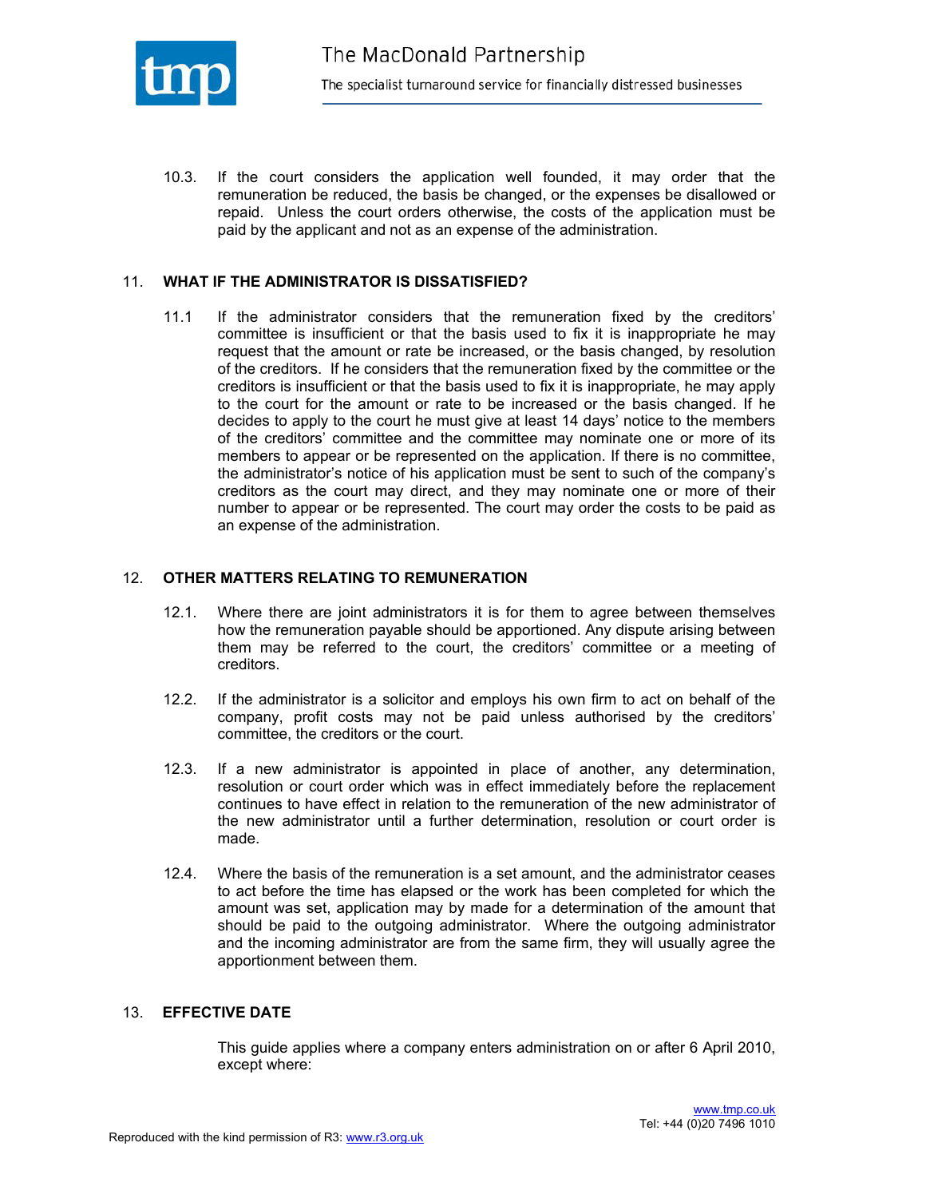10.3. If the court considers the application well founded, it may order that the remuneration be reduced, the basis be changed, or the expenses be disallowed or repaid. Unless the court orders otherwise, the costs of the application must be paid by the applicant and not as an expense of the administration.

## 11. WHAT IF THE ADMINISTRATOR IS DISSATISFIED?

11.1 If the administrator considers that the remuneration fixed by the creditors' committee is insufficient or that the basis used to fix it is inappropriate he may request that the amount or rate be increased, or the basis changed, by resolution of the creditors. If he considers that the remuneration fixed by the committee or the creditors is insufficient or that the basis used to fix it is inappropriate, he may apply to the court for the amount or rate to be increased or the basis changed. If he decides to apply to the court he must give at least 14 days' notice to the members of the creditors' committee and the committee may nominate one or more of its members to appear or be represented on the application. If there is no committee, the administrator's notice of his application must be sent to such of the company's creditors as the court may direct, and they may nominate one or more of their number to appear or be represented. The court may order the costs to be paid as an expense of the administration.

## 12. OTHER MATTERS RELATING TO REMUNERATION

12.1. Where there are joint administrators it is for them to agree between themselves how the remuneration payable should be apportioned. Any dispute arising between them may be referred to the court, the creditors' committee or a meeting of creditors.

12.2. If the administrator is a solicitor and employs his own firm to act on behalf of the company, profit costs may not be paid unless authorised by the creditors' committee, the creditors or the court.

12.3. If a new administrator is appointed in place of another, any determination, resolution or court order which was in effect immediately before the replacement continues to have effect in relation to the remuneration of the new administrator of the new administrator until a further determination, resolution or court order is made.

12.4. Where the basis of the remuneration is a set amount, and the administrator ceases to act before the time has elapsed or the work has been completed for which the amount was set, application may by made for a determination of the amount that should be paid to the outgoing administrator. Where the outgoing administrator and the incoming administrator are from the same firm, they will usually agree the apportionment between them.

## 13. EFFECTIVE DATE

This guide applies where a company enters administration on or after 6 April 2010, except where: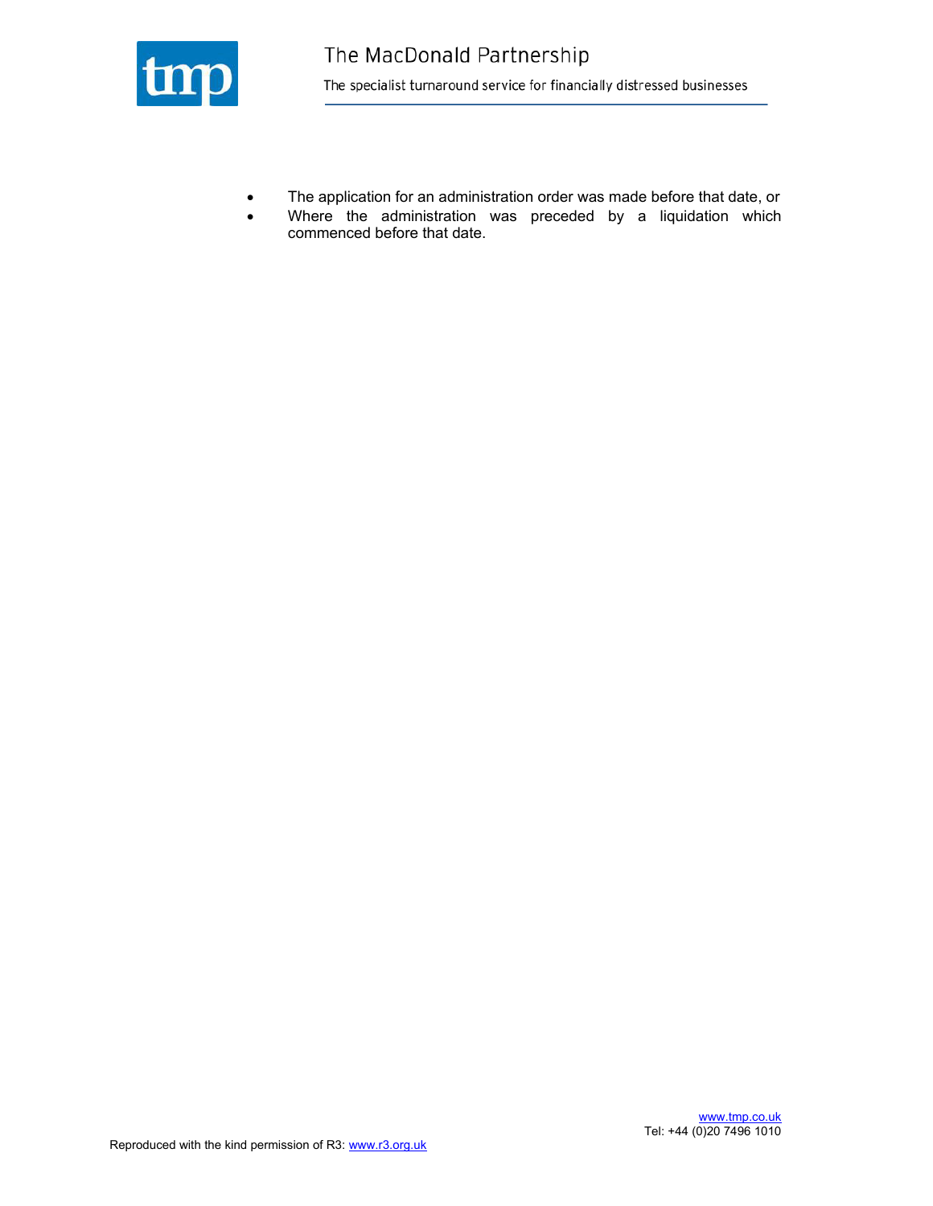- The application for an administration order was made before that date, or
- Where the administration was preceded by a liquidation which commenced before that date.